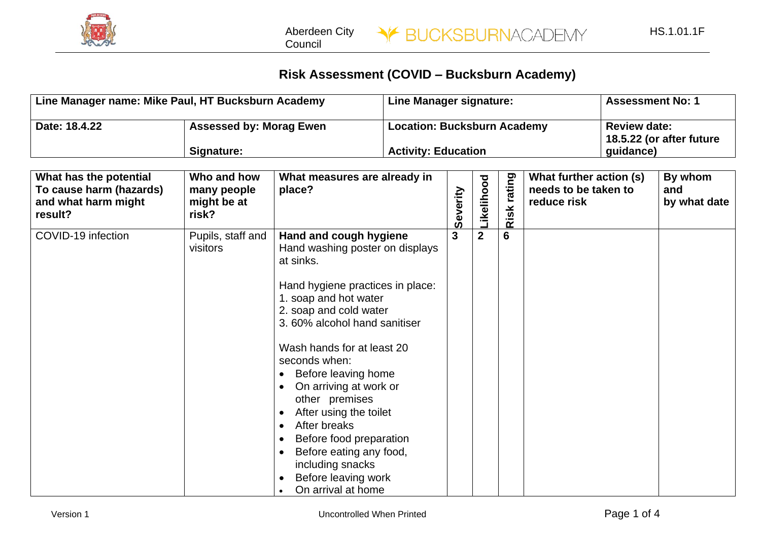# Risk Assessment (COVID – Bucksburn Academy)

| Line Manager name: Mike Paul, HT Bucksburn Academy | | Line Manager signature: | Assessment No: 1 |
|---|---|---|---|
| **Date: 18.4.22** | **Assessed by: Morag Ewen**<br><br>**Signature:** | **Location: Bucksburn Academy**<br><br>**Activity: Education** | **Review date: 18.5.22 (or after future guidance)** |

| What has the potential To cause harm (hazards) and what harm might result? | Who and how many people might be at risk? | What measures are already in place? | Severity | Likelihood | Risk rating | What further action (s) needs to be taken to reduce risk | By whom and by what date |
|---|---|---|---|---|---|---|---|
| COVID-19 infection | Pupils, staff and visitors | **Hand and cough hygiene**<br>Hand washing poster on displays at sinks.<br><br>Hand hygiene practices in place:<br>1. soap and hot water<br>2. soap and cold water<br>3. 60% alcohol hand sanitiser<br><br>Wash hands for at least 20 seconds when:<br>• Before leaving home<br>• On arriving at work or other premises<br>• After using the toilet<br>• After breaks<br>• Before food preparation<br>• Before eating any food, including snacks<br>• Before leaving work<br>• On arrival at home | 3 | 2 | 6 | | |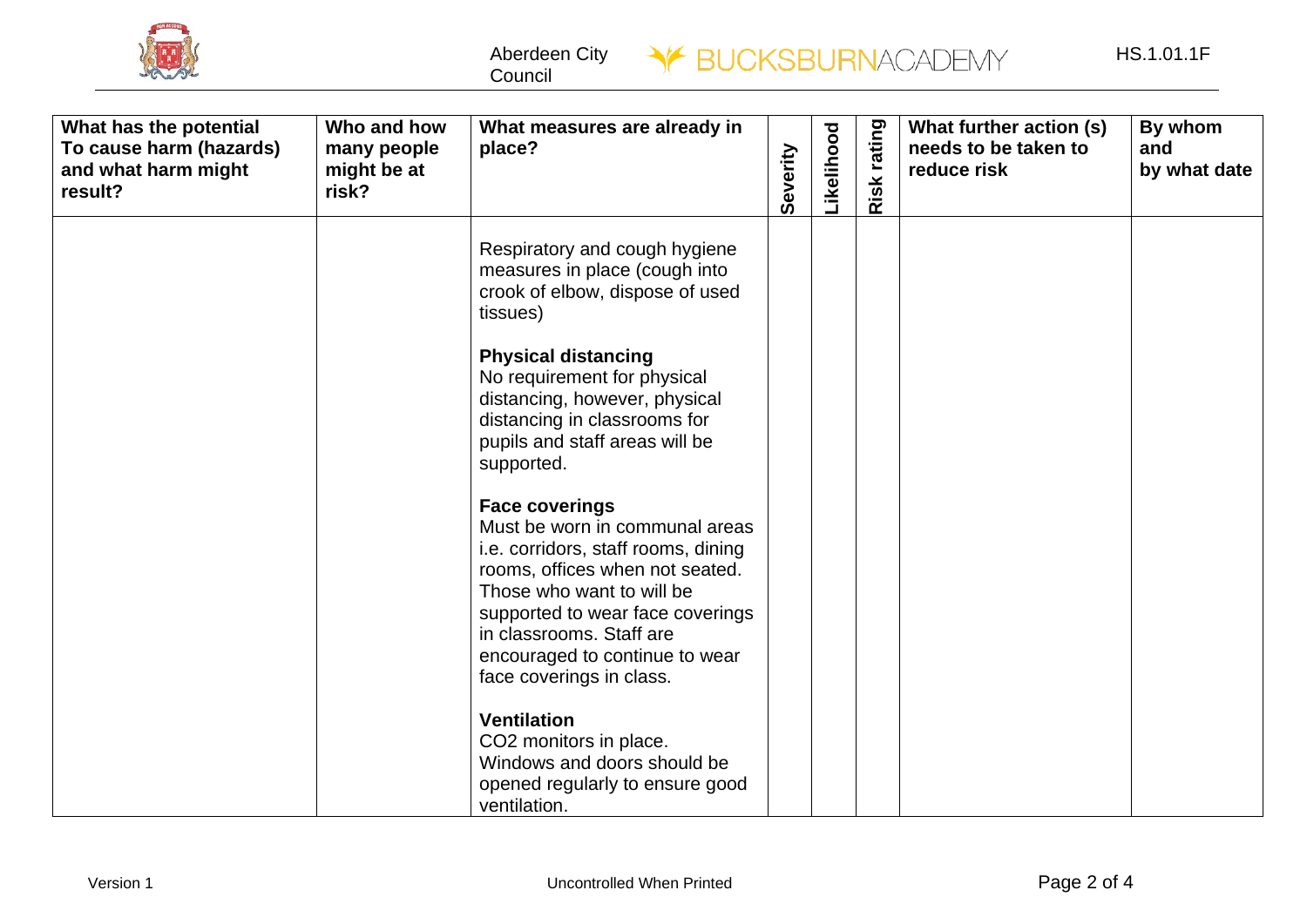| What has the potential To cause harm (hazards) and what harm might result? | Who and how many people might be at risk? | What measures are already in place? | Severity | Likelihood | Risk rating | What further action (s) needs to be taken to reduce risk | By whom and by what date |
|---|---|---|---|---|---|---|---|
| | | Respiratory and cough hygiene measures in place (cough into crook of elbow, dispose of used tissues)<br><br>**Physical distancing**<br>No requirement for physical distancing, however, physical distancing in classrooms for pupils and staff areas will be supported.<br><br>**Face coverings**<br>Must be worn in communal areas i.e. corridors, staff rooms, dining rooms, offices when not seated. Those who want to will be supported to wear face coverings in classrooms. Staff are encouraged to continue to wear face coverings in class.<br><br>**Ventilation**<br>$CO_2$ monitors in place.<br>Windows and doors should be opened regularly to ensure good ventilation. | | | | | |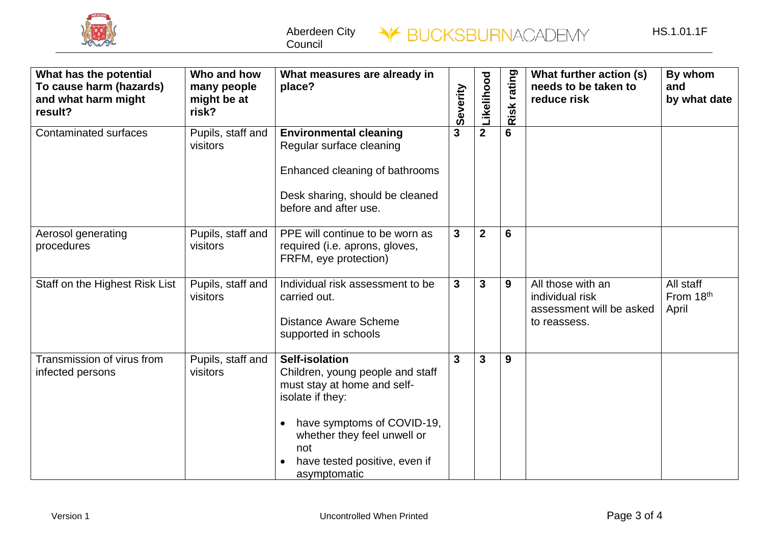| What has the potential To cause harm (hazards) and what harm might result? | Who and how many people might be at risk? | What measures are already in place? | Severity | Likelihood | Risk rating | What further action (s) needs to be taken to reduce risk | By whom and by what date |
|---|---|---|---|---|---|---|---|
| Contaminated surfaces | Pupils, staff and visitors | **Environmental cleaning**<br>Regular surface cleaning<br><br>Enhanced cleaning of bathrooms<br><br>Desk sharing, should be cleaned before and after use. | **3** | **2** | **6** | | |
| Aerosol generating procedures | Pupils, staff and visitors | PPE will continue to be worn as required (i.e. aprons, gloves, FRFM, eye protection) | **3** | **2** | **6** | | |
| Staff on the Highest Risk List | Pupils, staff and visitors | Individual risk assessment to be carried out.<br><br>Distance Aware Scheme supported in schools | **3** | **3** | **9** | All those with an individual risk assessment will be asked to reassess. | All staff From 18th April |
| Transmission of virus from infected persons | Pupils, staff and visitors | **Self-isolation**<br>Children, young people and staff must stay at home and self-isolate if they:<br><br>• have symptoms of COVID-19, whether they feel unwell or not<br>• have tested positive, even if asymptomatic | **3** | **3** | **9** | | |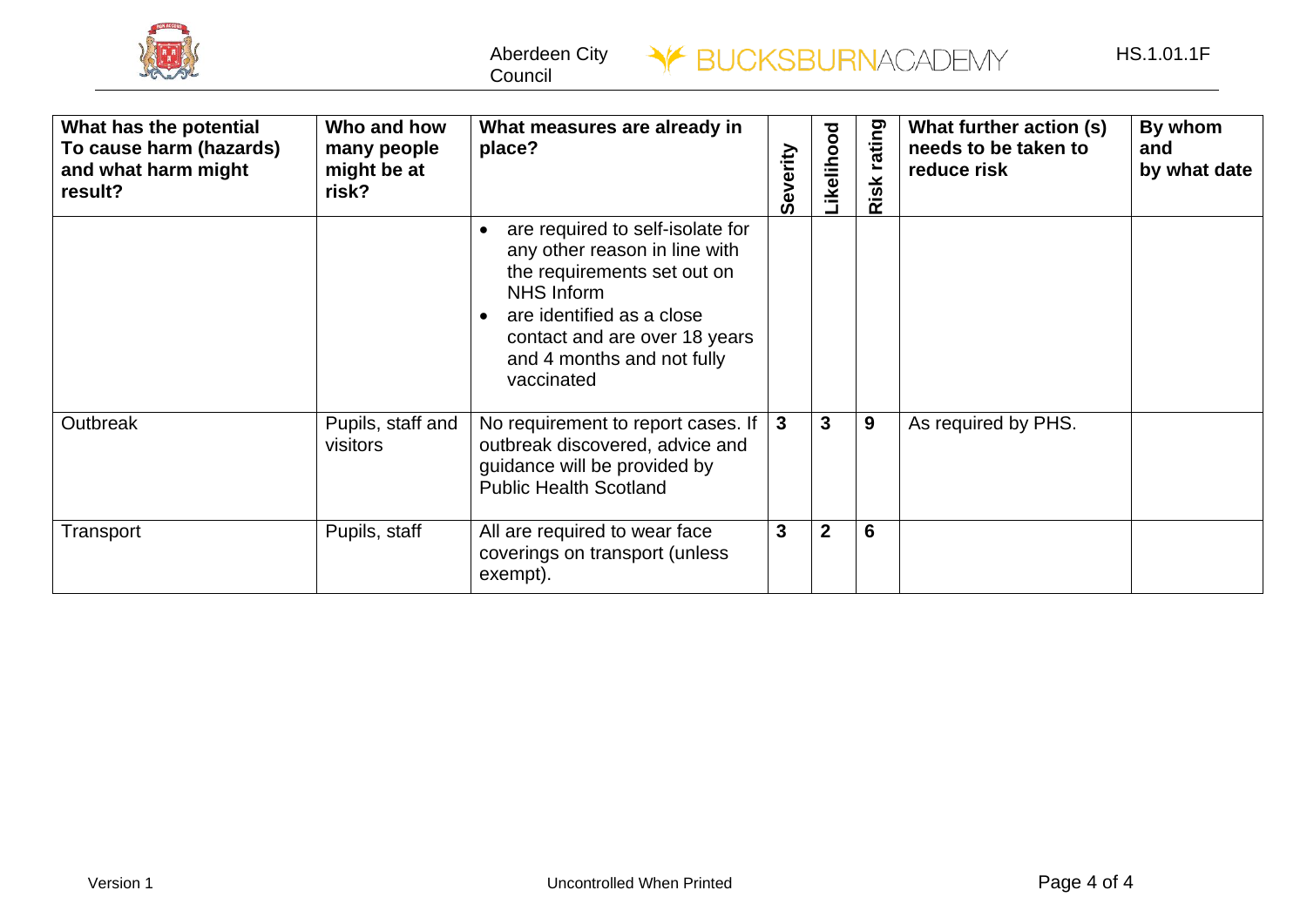| What has the potential To cause harm (hazards) and what harm might result? | Who and how many people might be at risk? | What measures are already in place? | Severity | Likelihood | Risk rating | What further action (s) needs to be taken to reduce risk | By whom and by what date |
|---|---|---|---|---|---|---|---|
| | | • are required to self-isolate for any other reason in line with the requirements set out on NHS Inform<br>• are identified as a close contact and are over 18 years and 4 months and not fully vaccinated | | | | | |
| Outbreak | Pupils, staff and visitors | No requirement to report cases. If outbreak discovered, advice and guidance will be provided by Public Health Scotland | **3** | **3** | **9** | As required by PHS. | |
| Transport | Pupils, staff | All are required to wear face coverings on transport (unless exempt). | **3** | **2** | **6** | | |